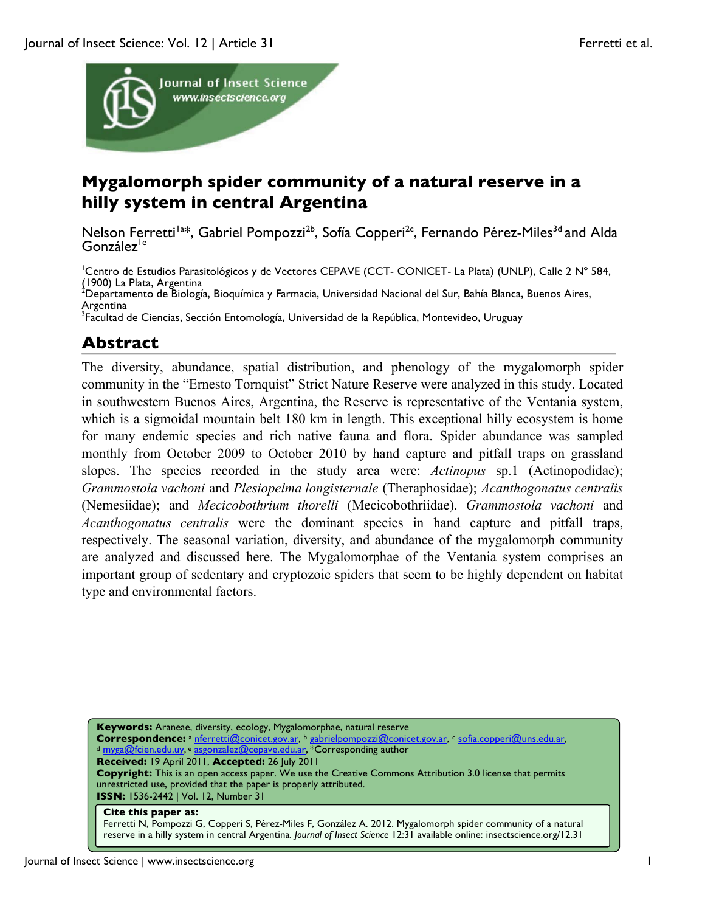# Mygalomorph spider community of a natural reserve in a hilly system in central Argentina

Nelson Ferretti[1a*], Gabriel Pompozzi[2b], Sofía Copperi[2c], Fernando Pérez-Miles[3d] and Alda González[1e]

[1]Centro de Estudios Parasitológicos y de Vectores CEPAVE (CCT- CONICET- La Plata) (UNLP), Calle 2 N° 584, (1900) La Plata, Argentina
[2]Departamento de Biología, Bioquímica y Farmacia, Universidad Nacional del Sur, Bahía Blanca, Buenos Aires, Argentina
[3]Facultad de Ciencias, Sección Entomología, Universidad de la República, Montevideo, Uruguay

## Abstract

The diversity, abundance, spatial distribution, and phenology of the mygalomorph spider community in the "Ernesto Tornquist" Strict Nature Reserve were analyzed in this study. Located in southwestern Buenos Aires, Argentina, the Reserve is representative of the Ventania system, which is a sigmoidal mountain belt 180 km in length. This exceptional hilly ecosystem is home for many endemic species and rich native fauna and flora. Spider abundance was sampled monthly from October 2009 to October 2010 by hand capture and pitfall traps on grassland slopes. The species recorded in the study area were: *Actinopus* sp.1 (Actinopodidae); *Grammostola vachoni* and *Plesiopelma longisternale* (Theraphosidae); *Acanthogonatus centralis* (Nemesiidae); and *Mecicobothrium thorelli* (Mecicobothriidae). *Grammostola vachoni* and *Acanthogonatus centralis* were the dominant species in hand capture and pitfall traps, respectively. The seasonal variation, diversity, and abundance of the mygalomorph community are analyzed and discussed here. The Mygalomorphae of the Ventania system comprises an important group of sedentary and cryptozoic spiders that seem to be highly dependent on habitat type and environmental factors.

**Keywords:** Araneae, diversity, ecology, Mygalomorphae, natural reserve
**Correspondence:** [a] nferretti@conicet.gov.ar, [b] gabrielpompozzi@conicet.gov.ar, [c] sofia.copperi@uns.edu.ar, [d] myga@fcien.edu.uy, [e] asgonzalez@cepave.edu.ar, *Corresponding author
**Received:** 19 April 2011, **Accepted:** 26 July 2011
**Copyright:** This is an open access paper. We use the Creative Commons Attribution 3.0 license that permits unrestricted use, provided that the paper is properly attributed.
**ISSN:** 1536-2442 | Vol. 12, Number 31

**Cite this paper as:**
Ferretti N, Pompozzi G, Copperi S, Pérez-Miles F, González A. 2012. Mygalomorph spider community of a natural reserve in a hilly system in central Argentina. *Journal of Insect Science* 12:31 available online: insectscience.org/12.31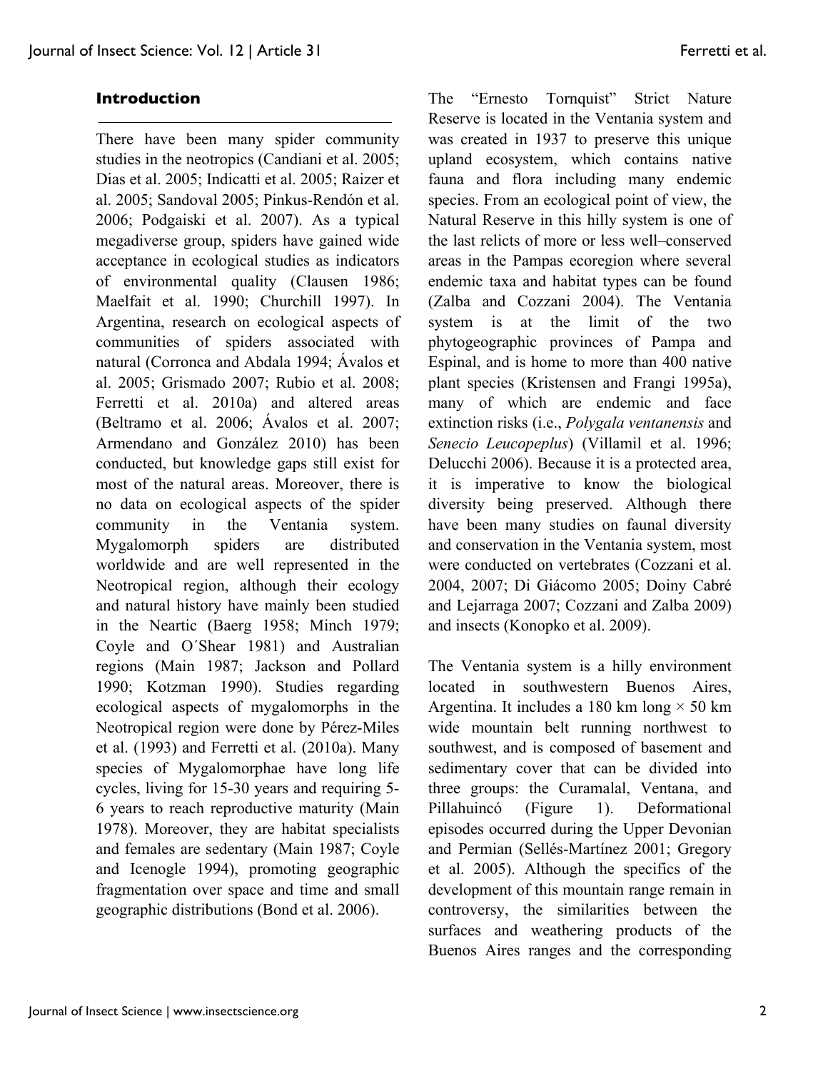## Introduction

There have been many spider community studies in the neotropics (Candiani et al. 2005; Dias et al. 2005; Indicatti et al. 2005; Raizer et al. 2005; Sandoval 2005; Pinkus-Rendón et al. 2006; Podgaiski et al. 2007). As a typical megadiverse group, spiders have gained wide acceptance in ecological studies as indicators of environmental quality (Clausen 1986; Maelfait et al. 1990; Churchill 1997). In Argentina, research on ecological aspects of communities of spiders associated with natural (Corronca and Abdala 1994; Ávalos et al. 2005; Grismado 2007; Rubio et al. 2008; Ferretti et al. 2010a) and altered areas (Beltramo et al. 2006; Ávalos et al. 2007; Armendano and González 2010) has been conducted, but knowledge gaps still exist for most of the natural areas. Moreover, there is no data on ecological aspects of the spider community in the Ventania system. Mygalomorph spiders are distributed worldwide and are well represented in the Neotropical region, although their ecology and natural history have mainly been studied in the Neartic (Baerg 1958; Minch 1979; Coyle and O´Shear 1981) and Australian regions (Main 1987; Jackson and Pollard 1990; Kotzman 1990). Studies regarding ecological aspects of mygalomorphs in the Neotropical region were done by Pérez-Miles et al. (1993) and Ferretti et al. (2010a). Many species of Mygalomorphae have long life cycles, living for 15-30 years and requiring 5-6 years to reach reproductive maturity (Main 1978). Moreover, they are habitat specialists and females are sedentary (Main 1987; Coyle and Icenogle 1994), promoting geographic fragmentation over space and time and small geographic distributions (Bond et al. 2006).

The "Ernesto Tornquist" Strict Nature Reserve is located in the Ventania system and was created in 1937 to preserve this unique upland ecosystem, which contains native fauna and flora including many endemic species. From an ecological point of view, the Natural Reserve in this hilly system is one of the last relicts of more or less well–conserved areas in the Pampas ecoregion where several endemic taxa and habitat types can be found (Zalba and Cozzani 2004). The Ventania system is at the limit of the two phytogeographic provinces of Pampa and Espinal, and is home to more than 400 native plant species (Kristensen and Frangi 1995a), many of which are endemic and face extinction risks (i.e., *Polygala ventanensis* and *Senecio Leucopeplus*) (Villamil et al. 1996; Delucchi 2006). Because it is a protected area, it is imperative to know the biological diversity being preserved. Although there have been many studies on faunal diversity and conservation in the Ventania system, most were conducted on vertebrates (Cozzani et al. 2004, 2007; Di Giácomo 2005; Doiny Cabré and Lejarraga 2007; Cozzani and Zalba 2009) and insects (Konopko et al. 2009).

The Ventania system is a hilly environment located in southwestern Buenos Aires, Argentina. It includes a 180 km long × 50 km wide mountain belt running northwest to southwest, and is composed of basement and sedimentary cover that can be divided into three groups: the Curamalal, Ventana, and Pillahuincó (Figure 1). Deformational episodes occurred during the Upper Devonian and Permian (Sellés-Martínez 2001; Gregory et al. 2005). Although the specifics of the development of this mountain range remain in controversy, the similarities between the surfaces and weathering products of the Buenos Aires ranges and the corresponding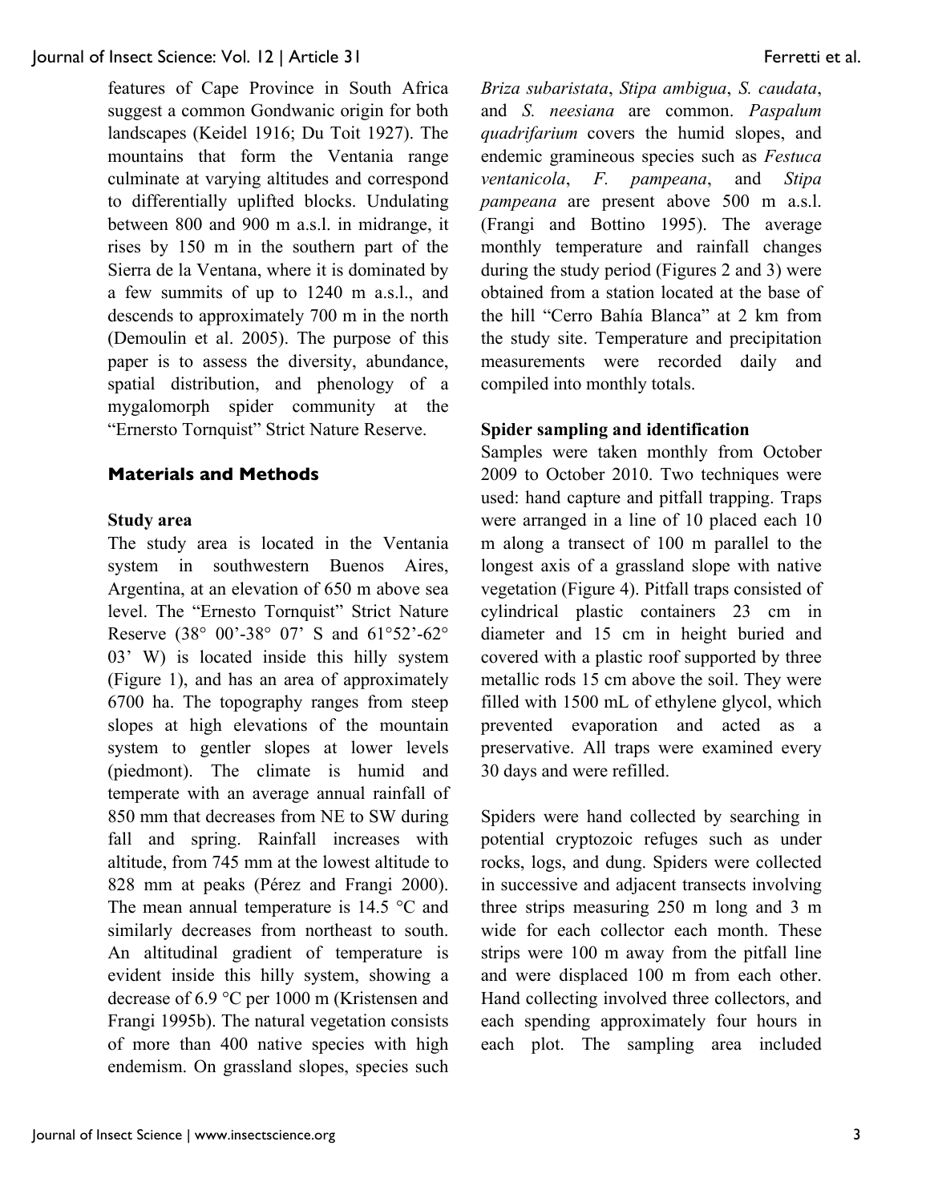features of Cape Province in South Africa suggest a common Gondwanic origin for both landscapes (Keidel 1916; Du Toit 1927). The mountains that form the Ventania range culminate at varying altitudes and correspond to differentially uplifted blocks. Undulating between 800 and 900 m a.s.l. in midrange, it rises by 150 m in the southern part of the Sierra de la Ventana, where it is dominated by a few summits of up to 1240 m a.s.l., and descends to approximately 700 m in the north (Demoulin et al. 2005). The purpose of this paper is to assess the diversity, abundance, spatial distribution, and phenology of a mygalomorph spider community at the "Ernersto Tornquist" Strict Nature Reserve.

## Materials and Methods

### Study area

The study area is located in the Ventania system in southwestern Buenos Aires, Argentina, at an elevation of 650 m above sea level. The "Ernesto Tornquist" Strict Nature Reserve (38° 00'-38° 07' S and 61°52'-62° 03' W) is located inside this hilly system (Figure 1), and has an area of approximately 6700 ha. The topography ranges from steep slopes at high elevations of the mountain system to gentler slopes at lower levels (piedmont). The climate is humid and temperate with an average annual rainfall of 850 mm that decreases from NE to SW during fall and spring. Rainfall increases with altitude, from 745 mm at the lowest altitude to 828 mm at peaks (Pérez and Frangi 2000). The mean annual temperature is 14.5 °C and similarly decreases from northeast to south. An altitudinal gradient of temperature is evident inside this hilly system, showing a decrease of 6.9 °C per 1000 m (Kristensen and Frangi 1995b). The natural vegetation consists of more than 400 native species with high endemism. On grassland slopes, species such *Briza subaristata*, *Stipa ambigua*, *S. caudata*, and *S. neesiana* are common. *Paspalum quadrifarium* covers the humid slopes, and endemic gramineous species such as *Festuca ventanicola*, *F. pampeana*, and *Stipa pampeana* are present above 500 m a.s.l. (Frangi and Bottino 1995). The average monthly temperature and rainfall changes during the study period (Figures 2 and 3) were obtained from a station located at the base of the hill "Cerro Bahía Blanca" at 2 km from the study site. Temperature and precipitation measurements were recorded daily and compiled into monthly totals.

### Spider sampling and identification

Samples were taken monthly from October 2009 to October 2010. Two techniques were used: hand capture and pitfall trapping. Traps were arranged in a line of 10 placed each 10 m along a transect of 100 m parallel to the longest axis of a grassland slope with native vegetation (Figure 4). Pitfall traps consisted of cylindrical plastic containers 23 cm in diameter and 15 cm in height buried and covered with a plastic roof supported by three metallic rods 15 cm above the soil. They were filled with 1500 mL of ethylene glycol, which prevented evaporation and acted as a preservative. All traps were examined every 30 days and were refilled.

Spiders were hand collected by searching in potential cryptozoic refuges such as under rocks, logs, and dung. Spiders were collected in successive and adjacent transects involving three strips measuring 250 m long and 3 m wide for each collector each month. These strips were 100 m away from the pitfall line and were displaced 100 m from each other. Hand collecting involved three collectors, and each spending approximately four hours in each plot. The sampling area included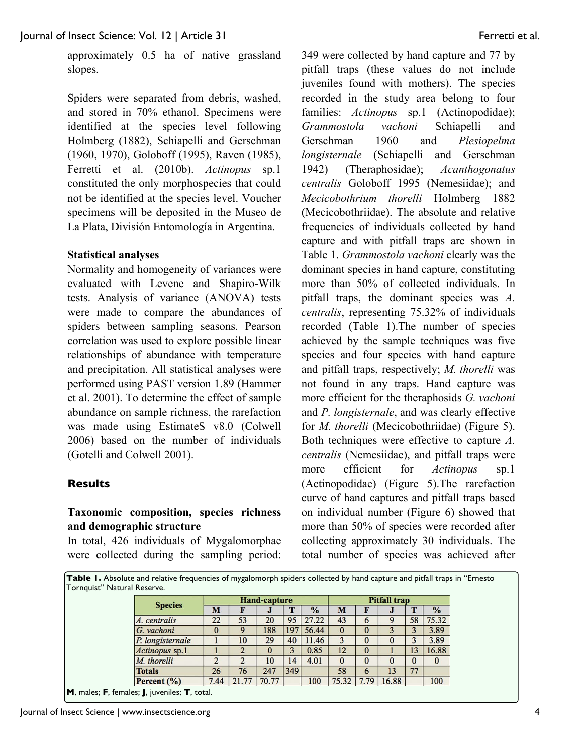approximately 0.5 ha of native grassland slopes.

Spiders were separated from debris, washed, and stored in 70% ethanol. Specimens were identified at the species level following Holmberg (1882), Schiapelli and Gerschman (1960, 1970), Goloboff (1995), Raven (1985), Ferretti et al. (2010b). *Actinopus* sp.1 constituted the only morphospecies that could not be identified at the species level. Voucher specimens will be deposited in the Museo de La Plata, División Entomología in Argentina.

**Statistical analyses**

Normality and homogeneity of variances were evaluated with Levene and Shapiro-Wilk tests. Analysis of variance (ANOVA) tests were made to compare the abundances of spiders between sampling seasons. Pearson correlation was used to explore possible linear relationships of abundance with temperature and precipitation. All statistical analyses were performed using PAST version 1.89 (Hammer et al. 2001). To determine the effect of sample abundance on sample richness, the rarefaction was made using EstimateS v8.0 (Colwell 2006) based on the number of individuals (Gotelli and Colwell 2001).

## Results

### Taxonomic composition, species richness and demographic structure

In total, 426 individuals of Mygalomorphae were collected during the sampling period: 349 were collected by hand capture and 77 by pitfall traps (these values do not include juveniles found with mothers). The species recorded in the study area belong to four families: *Actinopus* sp.1 (Actinopodidae); *Grammostola vachoni* Schiapelli and Gerschman 1960 and *Plesiopelma longisternale* (Schiapelli and Gerschman 1942) (Theraphosidae); *Acanthogonatus centralis* Goloboff 1995 (Nemesiidae); and *Mecicobothrium thorelli* Holmberg 1882 (Mecicobothriidae). The absolute and relative frequencies of individuals collected by hand capture and with pitfall traps are shown in Table 1. *Grammostola vachoni* clearly was the dominant species in hand capture, constituting more than 50% of collected individuals. In pitfall traps, the dominant species was *A. centralis*, representing 75.32% of individuals recorded (Table 1).The number of species achieved by the sample techniques was five species and four species with hand capture and pitfall traps, respectively; *M. thorelli* was not found in any traps. Hand capture was more efficient for the theraphosids *G. vachoni* and *P. longisternale*, and was clearly effective for *M. thorelli* (Mecicobothriidae) (Figure 5). Both techniques were effective to capture *A. centralis* (Nemesiidae), and pitfall traps were more efficient for *Actinopus* sp.1 (Actinopodidae) (Figure 5).The rarefaction curve of hand captures and pitfall traps based on individual number (Figure 6) showed that more than 50% of species were recorded after collecting approximately 30 individuals. The total number of species was achieved after

**Table 1.** Absolute and relative frequencies of mygalomorph spiders collected by hand capture and pitfall traps in "Ernesto Tornquist" Natural Reserve.

| Species | Hand-capture | | | | | Pitfall trap | | | | |
|---|---|---|---|---|---|---|---|---|---|---|
| | M | F | J | T | % | M | F | J | T | % |
| *A. centralis* | 22 | 53 | 20 | 95 | 27.22 | 43 | 6 | 9 | 58 | 75.32 |
| *G. vachoni* | 0 | 9 | 188 | 197 | 56.44 | 0 | 0 | 3 | 3 | 3.89 |
| *P. longisternale* | 1 | 10 | 29 | 40 | 11.46 | 3 | 0 | 0 | 3 | 3.89 |
| *Actinopus* sp.1 | 1 | 2 | 0 | 3 | 0.85 | 12 | 0 | 1 | 13 | 16.88 |
| *M. thorelli* | 2 | 2 | 10 | 14 | 4.01 | 0 | 0 | 0 | 0 | 0 |
| **Totals** | 26 | 76 | 247 | 349 | | 58 | 6 | 13 | 77 | |
| **Percent (%)** | 7.44 | 21.77 | 70.77 | | 100 | 75.32 | 7.79 | 16.88 | | 100 |

**M**, males; **F**, females; **J**, juveniles; **T**, total.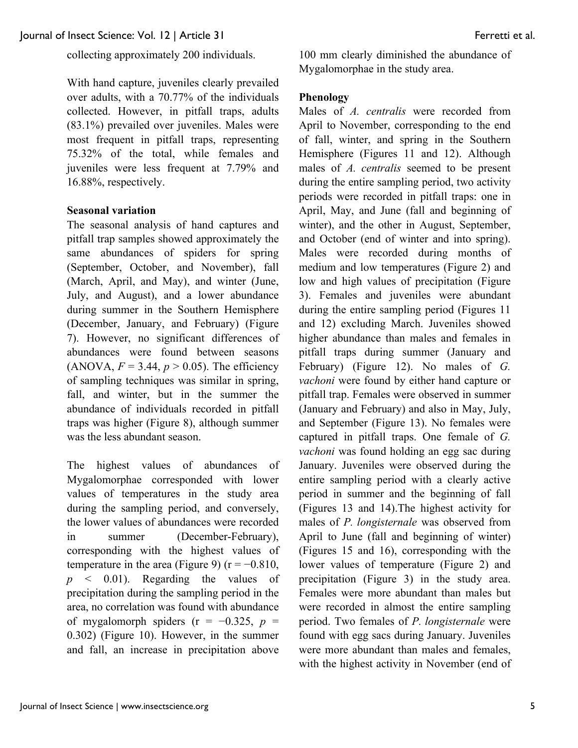collecting approximately 200 individuals.

With hand capture, juveniles clearly prevailed over adults, with a 70.77% of the individuals collected. However, in pitfall traps, adults (83.1%) prevailed over juveniles. Males were most frequent in pitfall traps, representing 75.32% of the total, while females and juveniles were less frequent at 7.79% and 16.88%, respectively.

**Seasonal variation**

The seasonal analysis of hand captures and pitfall trap samples showed approximately the same abundances of spiders for spring (September, October, and November), fall (March, April, and May), and winter (June, July, and August), and a lower abundance during summer in the Southern Hemisphere (December, January, and February) (Figure 7). However, no significant differences of abundances were found between seasons (ANOVA, $F = 3.44$, $p > 0.05$). The efficiency of sampling techniques was similar in spring, fall, and winter, but in the summer the abundance of individuals recorded in pitfall traps was higher (Figure 8), although summer was the less abundant season.

The highest values of abundances of Mygalomorphae corresponded with lower values of temperatures in the study area during the sampling period, and conversely, the lower values of abundances were recorded in summer (December-February), corresponding with the highest values of temperature in the area (Figure 9) ($r = -0.810$, $p < 0.01$). Regarding the values of precipitation during the sampling period in the area, no correlation was found with abundance of mygalomorph spiders ($r = -0.325$, $p = 0.302$) (Figure 10). However, in the summer and fall, an increase in precipitation above 100 mm clearly diminished the abundance of Mygalomorphae in the study area.

**Phenology**

Males of *A. centralis* were recorded from April to November, corresponding to the end of fall, winter, and spring in the Southern Hemisphere (Figures 11 and 12). Although males of *A. centralis* seemed to be present during the entire sampling period, two activity periods were recorded in pitfall traps: one in April, May, and June (fall and beginning of winter), and the other in August, September, and October (end of winter and into spring). Males were recorded during months of medium and low temperatures (Figure 2) and low and high values of precipitation (Figure 3). Females and juveniles were abundant during the entire sampling period (Figures 11 and 12) excluding March. Juveniles showed higher abundance than males and females in pitfall traps during summer (January and February) (Figure 12). No males of *G. vachoni* were found by either hand capture or pitfall trap. Females were observed in summer (January and February) and also in May, July, and September (Figure 13). No females were captured in pitfall traps. One female of *G. vachoni* was found holding an egg sac during January. Juveniles were observed during the entire sampling period with a clearly active period in summer and the beginning of fall (Figures 13 and 14).The highest activity for males of *P. longisternale* was observed from April to June (fall and beginning of winter) (Figures 15 and 16), corresponding with the lower values of temperature (Figure 2) and precipitation (Figure 3) in the study area. Females were more abundant than males but were recorded in almost the entire sampling period. Two females of *P. longisternale* were found with egg sacs during January. Juveniles were more abundant than males and females, with the highest activity in November (end of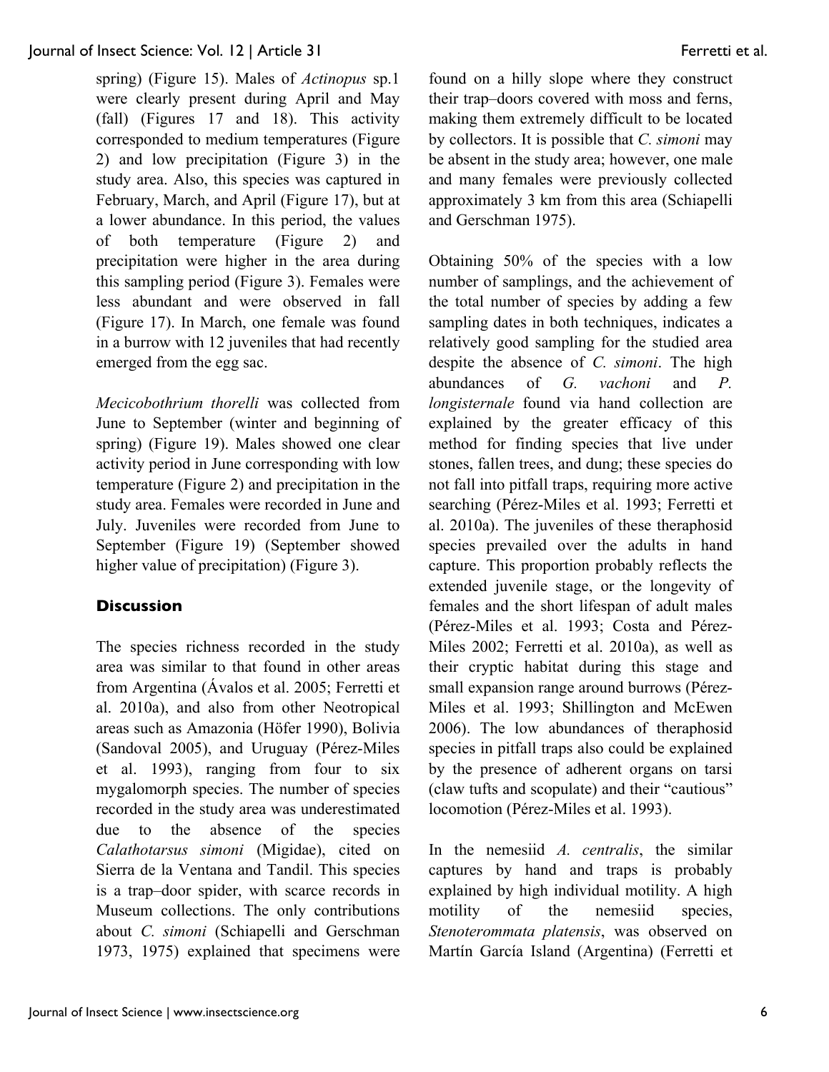spring) (Figure 15). Males of *Actinopus* sp.1 were clearly present during April and May (fall) (Figures 17 and 18). This activity corresponded to medium temperatures (Figure 2) and low precipitation (Figure 3) in the study area. Also, this species was captured in February, March, and April (Figure 17), but at a lower abundance. In this period, the values of both temperature (Figure 2) and precipitation were higher in the area during this sampling period (Figure 3). Females were less abundant and were observed in fall (Figure 17). In March, one female was found in a burrow with 12 juveniles that had recently emerged from the egg sac.

*Mecicobothrium thorelli* was collected from June to September (winter and beginning of spring) (Figure 19). Males showed one clear activity period in June corresponding with low temperature (Figure 2) and precipitation in the study area. Females were recorded in June and July. Juveniles were recorded from June to September (Figure 19) (September showed higher value of precipitation) (Figure 3).

## Discussion

The species richness recorded in the study area was similar to that found in other areas from Argentina (Ávalos et al. 2005; Ferretti et al. 2010a), and also from other Neotropical areas such as Amazonia (Höfer 1990), Bolivia (Sandoval 2005), and Uruguay (Pérez-Miles et al. 1993), ranging from four to six mygalomorph species. The number of species recorded in the study area was underestimated due to the absence of the species *Calathotarsus simoni* (Migidae), cited on Sierra de la Ventana and Tandil. This species is a trap–door spider, with scarce records in Museum collections. The only contributions about *C. simoni* (Schiapelli and Gerschman 1973, 1975) explained that specimens were found on a hilly slope where they construct their trap–doors covered with moss and ferns, making them extremely difficult to be located by collectors. It is possible that *C. simoni* may be absent in the study area; however, one male and many females were previously collected approximately 3 km from this area (Schiapelli and Gerschman 1975).

Obtaining 50% of the species with a low number of samplings, and the achievement of the total number of species by adding a few sampling dates in both techniques, indicates a relatively good sampling for the studied area despite the absence of *C. simoni*. The high abundances of *G. vachoni* and *P. longisternale* found via hand collection are explained by the greater efficacy of this method for finding species that live under stones, fallen trees, and dung; these species do not fall into pitfall traps, requiring more active searching (Pérez-Miles et al. 1993; Ferretti et al. 2010a). The juveniles of these theraphosid species prevailed over the adults in hand capture. This proportion probably reflects the extended juvenile stage, or the longevity of females and the short lifespan of adult males (Pérez-Miles et al. 1993; Costa and Pérez-Miles 2002; Ferretti et al. 2010a), as well as their cryptic habitat during this stage and small expansion range around burrows (Pérez-Miles et al. 1993; Shillington and McEwen 2006). The low abundances of theraphosid species in pitfall traps also could be explained by the presence of adherent organs on tarsi (claw tufts and scopulate) and their "cautious" locomotion (Pérez-Miles et al. 1993).

In the nemesiid *A. centralis*, the similar captures by hand and traps is probably explained by high individual motility. A high motility of the nemesiid species, *Stenoterommata platensis*, was observed on Martín García Island (Argentina) (Ferretti et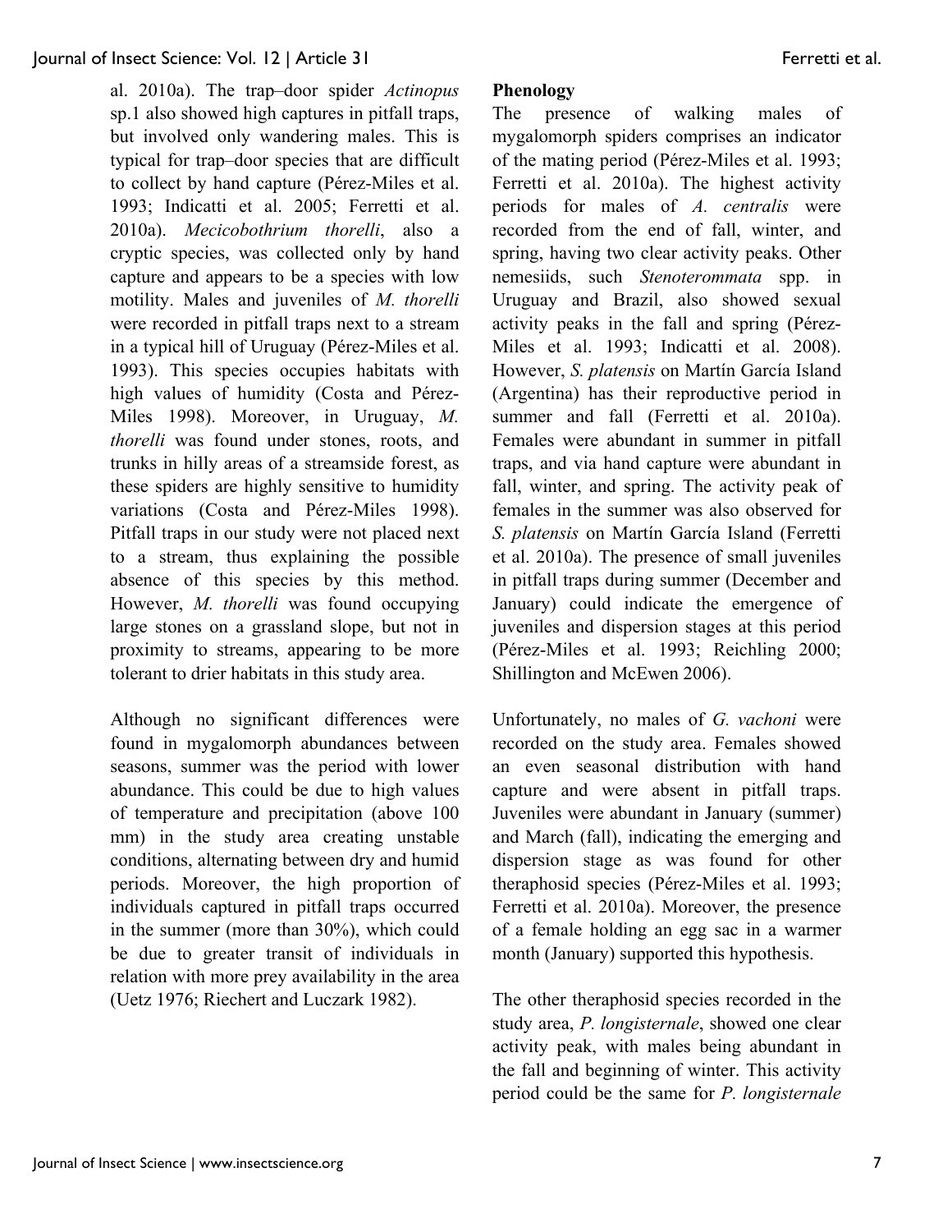al. 2010a). The trap–door spider *Actinopus* sp.1 also showed high captures in pitfall traps, but involved only wandering males. This is typical for trap–door species that are difficult to collect by hand capture (Pérez-Miles et al. 1993; Indicatti et al. 2005; Ferretti et al. 2010a). *Mecicobothrium thorelli*, also a cryptic species, was collected only by hand capture and appears to be a species with low motility. Males and juveniles of *M. thorelli* were recorded in pitfall traps next to a stream in a typical hill of Uruguay (Pérez-Miles et al. 1993). This species occupies habitats with high values of humidity (Costa and Pérez-Miles 1998). Moreover, in Uruguay, *M. thorelli* was found under stones, roots, and trunks in hilly areas of a streamside forest, as these spiders are highly sensitive to humidity variations (Costa and Pérez-Miles 1998). Pitfall traps in our study were not placed next to a stream, thus explaining the possible absence of this species by this method. However, *M. thorelli* was found occupying large stones on a grassland slope, but not in proximity to streams, appearing to be more tolerant to drier habitats in this study area.

Although no significant differences were found in mygalomorph abundances between seasons, summer was the period with lower abundance. This could be due to high values of temperature and precipitation (above 100 mm) in the study area creating unstable conditions, alternating between dry and humid periods. Moreover, the high proportion of individuals captured in pitfall traps occurred in the summer (more than 30%), which could be due to greater transit of individuals in relation with more prey availability in the area (Uetz 1976; Riechert and Luczark 1982).

**Phenology**

The presence of walking males of mygalomorph spiders comprises an indicator of the mating period (Pérez-Miles et al. 1993; Ferretti et al. 2010a). The highest activity periods for males of *A. centralis* were recorded from the end of fall, winter, and spring, having two clear activity peaks. Other nemesiids, such *Stenoterommata* spp. in Uruguay and Brazil, also showed sexual activity peaks in the fall and spring (Pérez-Miles et al. 1993; Indicatti et al. 2008). However, *S. platensis* on Martín García Island (Argentina) has their reproductive period in summer and fall (Ferretti et al. 2010a). Females were abundant in summer in pitfall traps, and via hand capture were abundant in fall, winter, and spring. The activity peak of females in the summer was also observed for *S. platensis* on Martín García Island (Ferretti et al. 2010a). The presence of small juveniles in pitfall traps during summer (December and January) could indicate the emergence of juveniles and dispersion stages at this period (Pérez-Miles et al. 1993; Reichling 2000; Shillington and McEwen 2006).

Unfortunately, no males of *G. vachoni* were recorded on the study area. Females showed an even seasonal distribution with hand capture and were absent in pitfall traps. Juveniles were abundant in January (summer) and March (fall), indicating the emerging and dispersion stage as was found for other theraphosid species (Pérez-Miles et al. 1993; Ferretti et al. 2010a). Moreover, the presence of a female holding an egg sac in a warmer month (January) supported this hypothesis.

The other theraphosid species recorded in the study area, *P. longisternale*, showed one clear activity peak, with males being abundant in the fall and beginning of winter. This activity period could be the same for *P. longisternale*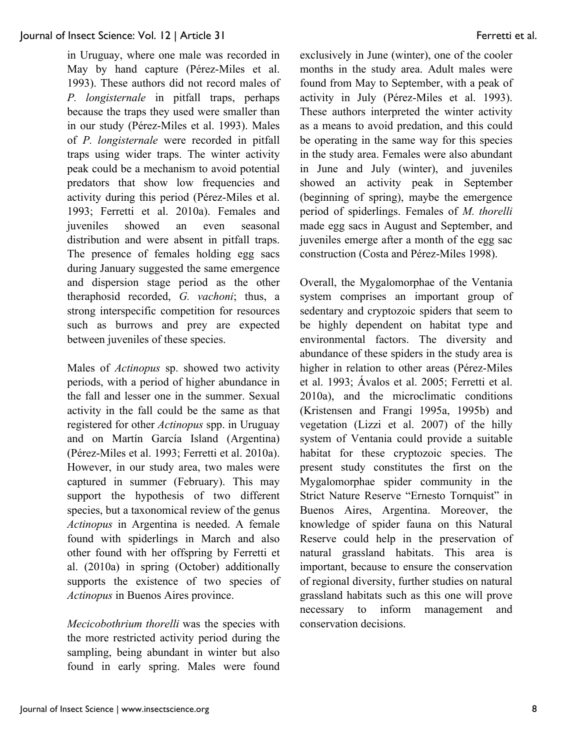in Uruguay, where one male was recorded in May by hand capture (Pérez-Miles et al. 1993). These authors did not record males of *P. longisternale* in pitfall traps, perhaps because the traps they used were smaller than in our study (Pérez-Miles et al. 1993). Males of *P. longisternale* were recorded in pitfall traps using wider traps. The winter activity peak could be a mechanism to avoid potential predators that show low frequencies and activity during this period (Pérez-Miles et al. 1993; Ferretti et al. 2010a). Females and juveniles showed an even seasonal distribution and were absent in pitfall traps. The presence of females holding egg sacs during January suggested the same emergence and dispersion stage period as the other theraphosid recorded, *G. vachoni*; thus, a strong interspecific competition for resources such as burrows and prey are expected between juveniles of these species.

Males of *Actinopus* sp. showed two activity periods, with a period of higher abundance in the fall and lesser one in the summer. Sexual activity in the fall could be the same as that registered for other *Actinopus* spp. in Uruguay and on Martín García Island (Argentina) (Pérez-Miles et al. 1993; Ferretti et al. 2010a). However, in our study area, two males were captured in summer (February). This may support the hypothesis of two different species, but a taxonomical review of the genus *Actinopus* in Argentina is needed. A female found with spiderlings in March and also other found with her offspring by Ferretti et al. (2010a) in spring (October) additionally supports the existence of two species of *Actinopus* in Buenos Aires province.

*Mecicobothrium thorelli* was the species with the more restricted activity period during the sampling, being abundant in winter but also found in early spring. Males were found exclusively in June (winter), one of the cooler months in the study area. Adult males were found from May to September, with a peak of activity in July (Pérez-Miles et al. 1993). These authors interpreted the winter activity as a means to avoid predation, and this could be operating in the same way for this species in the study area. Females were also abundant in June and July (winter), and juveniles showed an activity peak in September (beginning of spring), maybe the emergence period of spiderlings. Females of *M. thorelli* made egg sacs in August and September, and juveniles emerge after a month of the egg sac construction (Costa and Pérez-Miles 1998).

Overall, the Mygalomorphae of the Ventania system comprises an important group of sedentary and cryptozoic spiders that seem to be highly dependent on habitat type and environmental factors. The diversity and abundance of these spiders in the study area is higher in relation to other areas (Pérez-Miles et al. 1993; Ávalos et al. 2005; Ferretti et al. 2010a), and the microclimatic conditions (Kristensen and Frangi 1995a, 1995b) and vegetation (Lizzi et al. 2007) of the hilly system of Ventania could provide a suitable habitat for these cryptozoic species. The present study constitutes the first on the Mygalomorphae spider community in the Strict Nature Reserve "Ernesto Tornquist" in Buenos Aires, Argentina. Moreover, the knowledge of spider fauna on this Natural Reserve could help in the preservation of natural grassland habitats. This area is important, because to ensure the conservation of regional diversity, further studies on natural grassland habitats such as this one will prove necessary to inform management and conservation decisions.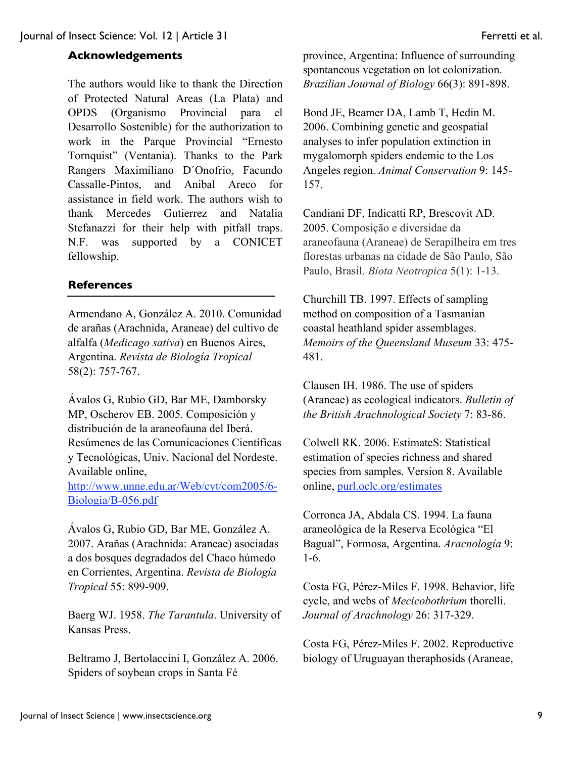## Acknowledgements

The authors would like to thank the Direction of Protected Natural Areas (La Plata) and OPDS (Organismo Provincial para el Desarrollo Sostenible) for the authorization to work in the Parque Provincial "Ernesto Tornquist" (Ventania). Thanks to the Park Rangers Maximiliano D´Onofrio, Facundo Cassalle-Pintos, and Anibal Areco for assistance in field work. The authors wish to thank Mercedes Gutierrez and Natalia Stefanazzi for their help with pitfall traps. N.F. was supported by a CONICET fellowship.

## References

Armendano A, González A. 2010. Comunidad de arañas (Arachnida, Araneae) del cultivo de alfalfa (*Medicago sativa*) en Buenos Aires, Argentina. *Revista de Biología Tropical* 58(2): 757-767.

Ávalos G, Rubio GD, Bar ME, Damborsky MP, Oscherov EB. 2005. Composición y distribución de la araneofauna del Iberá. Resúmenes de las Comunicaciones Científicas y Tecnológicas, Univ. Nacional del Nordeste. Available online, http://www.unne.edu.ar/Web/cyt/com2005/6-Biologia/B-056.pdf

Ávalos G, Rubio GD, Bar ME, González A. 2007. Arañas (Arachnida: Araneae) asociadas a dos bosques degradados del Chaco húmedo en Corrientes, Argentina. *Revista de Biología Tropical* 55: 899-909.

Baerg WJ. 1958. *The Tarantula*. University of Kansas Press.

Beltramo J, Bertolaccini I, González A. 2006. Spiders of soybean crops in Santa Fé province, Argentina: Influence of surrounding spontaneous vegetation on lot colonization. *Brazilian Journal of Biology* 66(3): 891-898.

Bond JE, Beamer DA, Lamb T, Hedin M. 2006. Combining genetic and geospatial analyses to infer population extinction in mygalomorph spiders endemic to the Los Angeles region. *Animal Conservation* 9: 145-157.

Candiani DF, Indicatti RP, Brescovit AD. 2005. Composição e diversidae da araneofauna (Araneae) de Serapilheira em tres florestas urbanas na cidade de São Paulo, São Paulo, Brasil. *Biota Neotropica* 5(1): 1-13.

Churchill TB. 1997. Effects of sampling method on composition of a Tasmanian coastal heathland spider assemblages. *Memoirs of the Queensland Museum* 33: 475-481.

Clausen IH. 1986. The use of spiders (Araneae) as ecological indicators. *Bulletin of the British Arachnological Society* 7: 83-86.

Colwell RK. 2006. EstimateS: Statistical estimation of species richness and shared species from samples. Version 8. Available online, purl.oclc.org/estimates

Corronca JA, Abdala CS. 1994. La fauna araneológica de la Reserva Ecológica "El Bagual", Formosa, Argentina. *Aracnología* 9: 1-6.

Costa FG, Pérez-Miles F. 1998. Behavior, life cycle, and webs of *Mecicobothrium* thorelli. *Journal of Arachnology* 26: 317-329.

Costa FG, Pérez-Miles F. 2002. Reproductive biology of Uruguayan theraphosids (Araneae,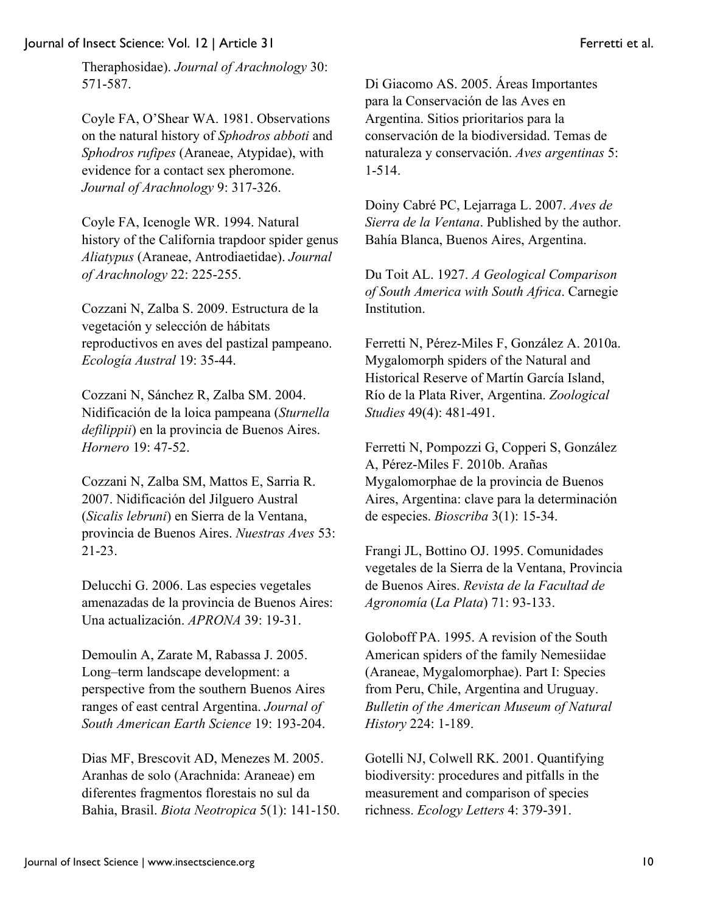Theraphosidae). *Journal of Arachnology* 30: 571-587.

Coyle FA, O'Shear WA. 1981. Observations on the natural history of *Sphodros abboti* and *Sphodros rufipes* (Araneae, Atypidae), with evidence for a contact sex pheromone. *Journal of Arachnology* 9: 317-326.

Coyle FA, Icenogle WR. 1994. Natural history of the California trapdoor spider genus *Aliatypus* (Araneae, Antrodiaetidae). *Journal of Arachnology* 22: 225-255.

Cozzani N, Zalba S. 2009. Estructura de la vegetación y selección de hábitats reproductivos en aves del pastizal pampeano. *Ecología Austral* 19: 35-44.

Cozzani N, Sánchez R, Zalba SM. 2004. Nidificación de la loica pampeana (*Sturnella defilippii*) en la provincia de Buenos Aires. *Hornero* 19: 47-52.

Cozzani N, Zalba SM, Mattos E, Sarria R. 2007. Nidificación del Jilguero Austral (*Sicalis lebruni*) en Sierra de la Ventana, provincia de Buenos Aires. *Nuestras Aves* 53: 21-23.

Delucchi G. 2006. Las especies vegetales amenazadas de la provincia de Buenos Aires: Una actualización. *APRONA* 39: 19-31.

Demoulin A, Zarate M, Rabassa J. 2005. Long–term landscape development: a perspective from the southern Buenos Aires ranges of east central Argentina. *Journal of South American Earth Science* 19: 193-204.

Dias MF, Brescovit AD, Menezes M. 2005. Aranhas de solo (Arachnida: Araneae) em diferentes fragmentos florestais no sul da Bahia, Brasil. *Biota Neotropica* 5(1): 141-150.

Di Giacomo AS. 2005. Áreas Importantes para la Conservación de las Aves en Argentina. Sitios prioritarios para la conservación de la biodiversidad. Temas de naturaleza y conservación. *Aves argentinas* 5: 1-514.

Doiny Cabré PC, Lejarraga L. 2007. *Aves de Sierra de la Ventana*. Published by the author. Bahía Blanca, Buenos Aires, Argentina.

Du Toit AL. 1927. *A Geological Comparison of South America with South Africa*. Carnegie Institution.

Ferretti N, Pérez-Miles F, González A. 2010a. Mygalomorph spiders of the Natural and Historical Reserve of Martín García Island, Río de la Plata River, Argentina. *Zoological Studies* 49(4): 481-491.

Ferretti N, Pompozzi G, Copperi S, González A, Pérez-Miles F. 2010b. Arañas Mygalomorphae de la provincia de Buenos Aires, Argentina: clave para la determinación de especies. *Bioscriba* 3(1): 15-34.

Frangi JL, Bottino OJ. 1995. Comunidades vegetales de la Sierra de la Ventana, Provincia de Buenos Aires. *Revista de la Facultad de Agronomía* (*La Plata*) 71: 93-133.

Goloboff PA. 1995. A revision of the South American spiders of the family Nemesiidae (Araneae, Mygalomorphae). Part I: Species from Peru, Chile, Argentina and Uruguay. *Bulletin of the American Museum of Natural History* 224: 1-189.

Gotelli NJ, Colwell RK. 2001. Quantifying biodiversity: procedures and pitfalls in the measurement and comparison of species richness. *Ecology Letters* 4: 379-391.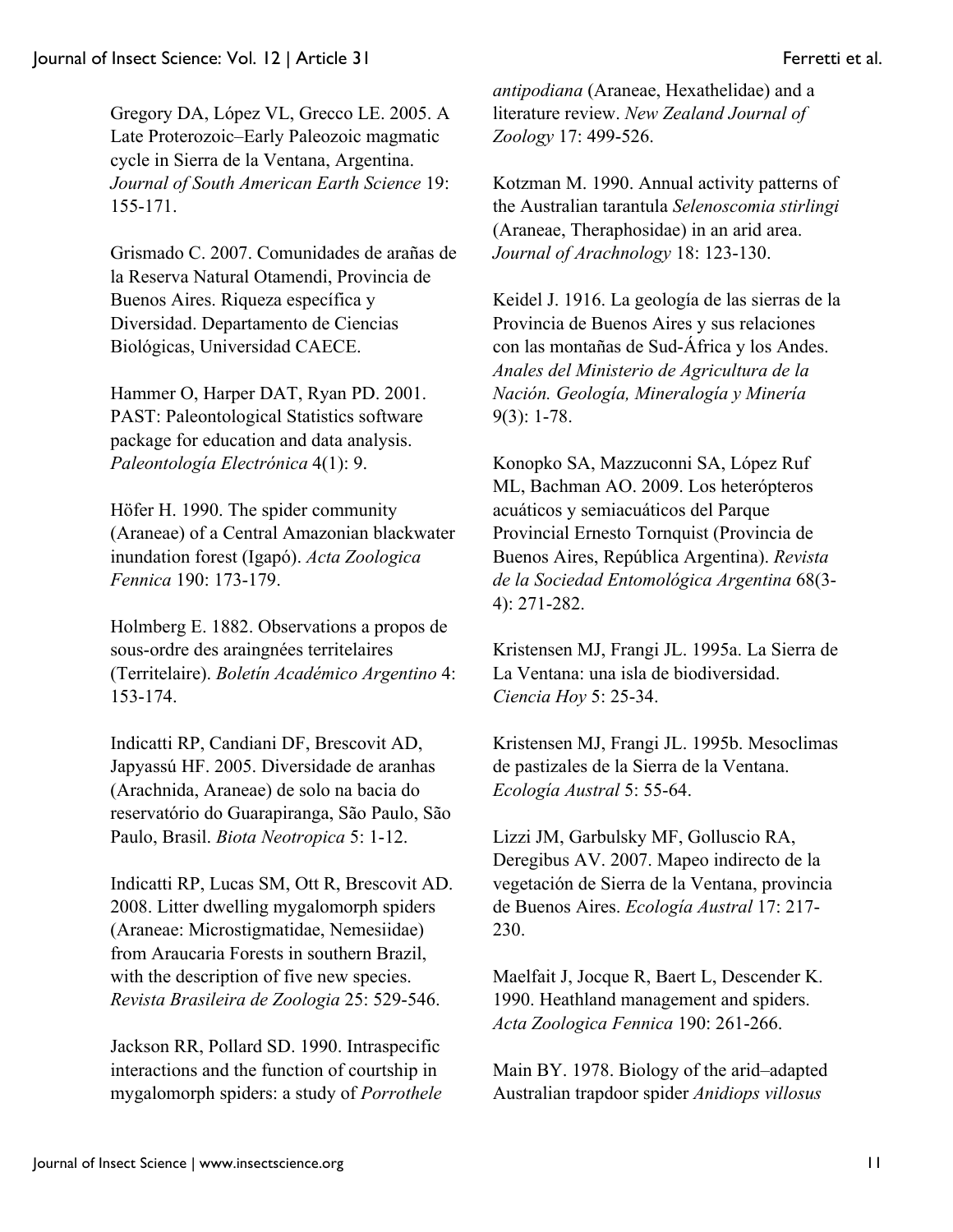Gregory DA, López VL, Grecco LE. 2005. A Late Proterozoic–Early Paleozoic magmatic cycle in Sierra de la Ventana, Argentina. *Journal of South American Earth Science* 19: 155-171.

Grismado C. 2007. Comunidades de arañas de la Reserva Natural Otamendi, Provincia de Buenos Aires. Riqueza específica y Diversidad. Departamento de Ciencias Biológicas, Universidad CAECE.

Hammer O, Harper DAT, Ryan PD. 2001. PAST: Paleontological Statistics software package for education and data analysis. *Paleontología Electrónica* 4(1): 9.

Höfer H. 1990. The spider community (Araneae) of a Central Amazonian blackwater inundation forest (Igapó). *Acta Zoologica Fennica* 190: 173-179.

Holmberg E. 1882. Observations a propos de sous-ordre des araingnées territelaires (Territelaire). *Boletín Académico Argentino* 4: 153-174.

Indicatti RP, Candiani DF, Brescovit AD, Japyassú HF. 2005. Diversidade de aranhas (Arachnida, Araneae) de solo na bacia do reservatório do Guarapiranga, São Paulo, São Paulo, Brasil. *Biota Neotropica* 5: 1-12.

Indicatti RP, Lucas SM, Ott R, Brescovit AD. 2008. Litter dwelling mygalomorph spiders (Araneae: Microstigmatidae, Nemesiidae) from Araucaria Forests in southern Brazil, with the description of five new species. *Revista Brasileira de Zoologia* 25: 529-546.

Jackson RR, Pollard SD. 1990. Intraspecific interactions and the function of courtship in mygalomorph spiders: a study of *Porrothele antipodiana* (Araneae, Hexathelidae) and a literature review. *New Zealand Journal of Zoology* 17: 499-526.

Kotzman M. 1990. Annual activity patterns of the Australian tarantula *Selenoscomia stirlingi* (Araneae, Theraphosidae) in an arid area. *Journal of Arachnology* 18: 123-130.

Keidel J. 1916. La geología de las sierras de la Provincia de Buenos Aires y sus relaciones con las montañas de Sud-África y los Andes. *Anales del Ministerio de Agricultura de la Nación. Geología, Mineralogía y Minería* 9(3): 1-78.

Konopko SA, Mazzuconni SA, López Ruf ML, Bachman AO. 2009. Los heterópteros acuáticos y semiacuáticos del Parque Provincial Ernesto Tornquist (Provincia de Buenos Aires, República Argentina). *Revista de la Sociedad Entomológica Argentina* 68(3-4): 271-282.

Kristensen MJ, Frangi JL. 1995a. La Sierra de La Ventana: una isla de biodiversidad. *Ciencia Hoy* 5: 25-34.

Kristensen MJ, Frangi JL. 1995b. Mesoclimas de pastizales de la Sierra de la Ventana. *Ecología Austral* 5: 55-64.

Lizzi JM, Garbulsky MF, Golluscio RA, Deregibus AV. 2007. Mapeo indirecto de la vegetación de Sierra de la Ventana, provincia de Buenos Aires. *Ecología Austral* 17: 217-230.

Maelfait J, Jocque R, Baert L, Descender K. 1990. Heathland management and spiders. *Acta Zoologica Fennica* 190: 261-266.

Main BY. 1978. Biology of the arid–adapted Australian trapdoor spider *Anidiops villosus*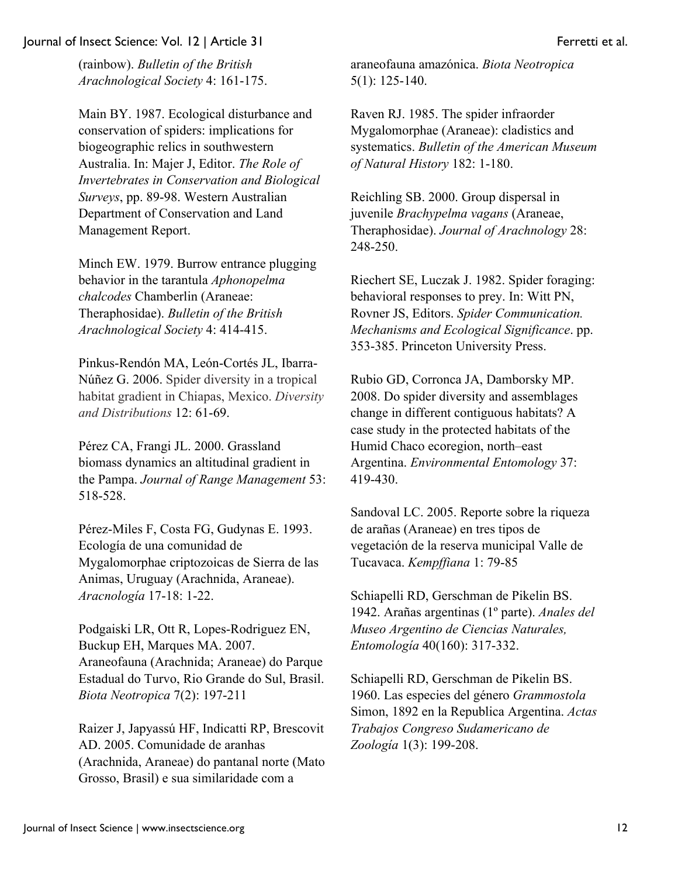(rainbow). *Bulletin of the British Arachnological Society* 4: 161-175.

Main BY. 1987. Ecological disturbance and conservation of spiders: implications for biogeographic relics in southwestern Australia. In: Majer J, Editor. *The Role of Invertebrates in Conservation and Biological Surveys*, pp. 89-98. Western Australian Department of Conservation and Land Management Report.

Minch EW. 1979. Burrow entrance plugging behavior in the tarantula *Aphonopelma chalcodes* Chamberlin (Araneae: Theraphosidae). *Bulletin of the British Arachnological Society* 4: 414-415.

Pinkus-Rendón MA, León-Cortés JL, Ibarra-Núñez G. 2006. Spider diversity in a tropical habitat gradient in Chiapas, Mexico. *Diversity and Distributions* 12: 61-69.

Pérez CA, Frangi JL. 2000. Grassland biomass dynamics an altitudinal gradient in the Pampa. *Journal of Range Management* 53: 518-528.

Pérez-Miles F, Costa FG, Gudynas E. 1993. Ecología de una comunidad de Mygalomorphae criptozoicas de Sierra de las Animas, Uruguay (Arachnida, Araneae). *Aracnología* 17-18: 1-22.

Podgaiski LR, Ott R, Lopes-Rodriguez EN, Buckup EH, Marques MA. 2007. Araneofauna (Arachnida; Araneae) do Parque Estadual do Turvo, Rio Grande do Sul, Brasil. *Biota Neotropica* 7(2): 197-211

Raizer J, Japyassú HF, Indicatti RP, Brescovit AD. 2005. Comunidade de aranhas (Arachnida, Araneae) do pantanal norte (Mato Grosso, Brasil) e sua similaridade com a araneofauna amazónica. *Biota Neotropica* 5(1): 125-140.

Raven RJ. 1985. The spider infraorder Mygalomorphae (Araneae): cladistics and systematics. *Bulletin of the American Museum of Natural History* 182: 1-180.

Reichling SB. 2000. Group dispersal in juvenile *Brachypelma vagans* (Araneae, Theraphosidae). *Journal of Arachnology* 28: 248-250.

Riechert SE, Luczak J. 1982. Spider foraging: behavioral responses to prey. In: Witt PN, Rovner JS, Editors. *Spider Communication. Mechanisms and Ecological Significance*. pp. 353-385. Princeton University Press.

Rubio GD, Corronca JA, Damborsky MP. 2008. Do spider diversity and assemblages change in different contiguous habitats? A case study in the protected habitats of the Humid Chaco ecoregion, north–east Argentina. *Environmental Entomology* 37: 419-430.

Sandoval LC. 2005. Reporte sobre la riqueza de arañas (Araneae) en tres tipos de vegetación de la reserva municipal Valle de Tucavaca. *Kempffiana* 1: 79-85

Schiapelli RD, Gerschman de Pikelin BS. 1942. Arañas argentinas (1º parte). *Anales del Museo Argentino de Ciencias Naturales, Entomología* 40(160): 317-332.

Schiapelli RD, Gerschman de Pikelin BS. 1960. Las especies del género *Grammostola* Simon, 1892 en la Republica Argentina. *Actas Trabajos Congreso Sudamericano de Zoología* 1(3): 199-208.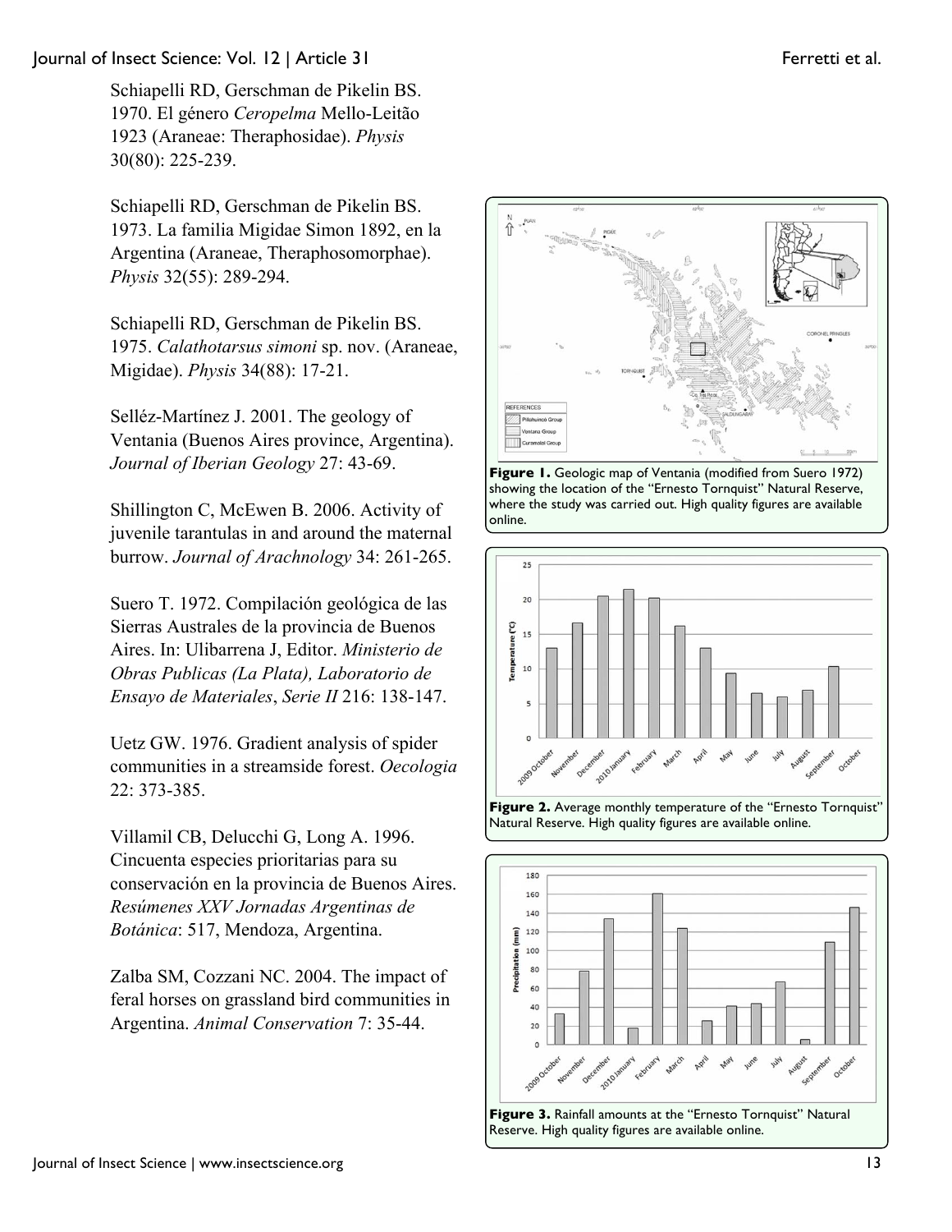Schiapelli RD, Gerschman de Pikelin BS. 1970. El género *Ceropelma* Mello-Leitão 1923 (Araneae: Theraphosidae). *Physis* 30(80): 225-239.

Schiapelli RD, Gerschman de Pikelin BS. 1973. La familia Migidae Simon 1892, en la Argentina (Araneae, Theraphosomorphae). *Physis* 32(55): 289-294.

Schiapelli RD, Gerschman de Pikelin BS. 1975. *Calathotarsus simoni* sp. nov. (Araneae, Migidae). *Physis* 34(88): 17-21.

Selléz-Martínez J. 2001. The geology of Ventania (Buenos Aires province, Argentina). *Journal of Iberian Geology* 27: 43-69.

Shillington C, McEwen B. 2006. Activity of juvenile tarantulas in and around the maternal burrow. *Journal of Arachnology* 34: 261-265.

Suero T. 1972. Compilación geológica de las Sierras Australes de la provincia de Buenos Aires. In: Ulibarrena J, Editor. *Ministerio de Obras Publicas (La Plata), Laboratorio de Ensayo de Materiales*, *Serie II* 216: 138-147.

Uetz GW. 1976. Gradient analysis of spider communities in a streamside forest. *Oecologia* 22: 373-385.

Villamil CB, Delucchi G, Long A. 1996. Cincuenta especies prioritarias para su conservación en la provincia de Buenos Aires. *Resúmenes XXV Jornadas Argentinas de Botánica*: 517, Mendoza, Argentina.

Zalba SM, Cozzani NC. 2004. The impact of feral horses on grassland bird communities in Argentina. *Animal Conservation* 7: 35-44.

**Figure 1.** Geologic map of Ventania (modified from Suero 1972) showing the location of the "Ernesto Tornquist" Natural Reserve, where the study was carried out. High quality figures are available online.

**Figure 2.** Average monthly temperature of the "Ernesto Tornquist" Natural Reserve. High quality figures are available online.

**Figure 3.** Rainfall amounts at the "Ernesto Tornquist" Natural Reserve. High quality figures are available online.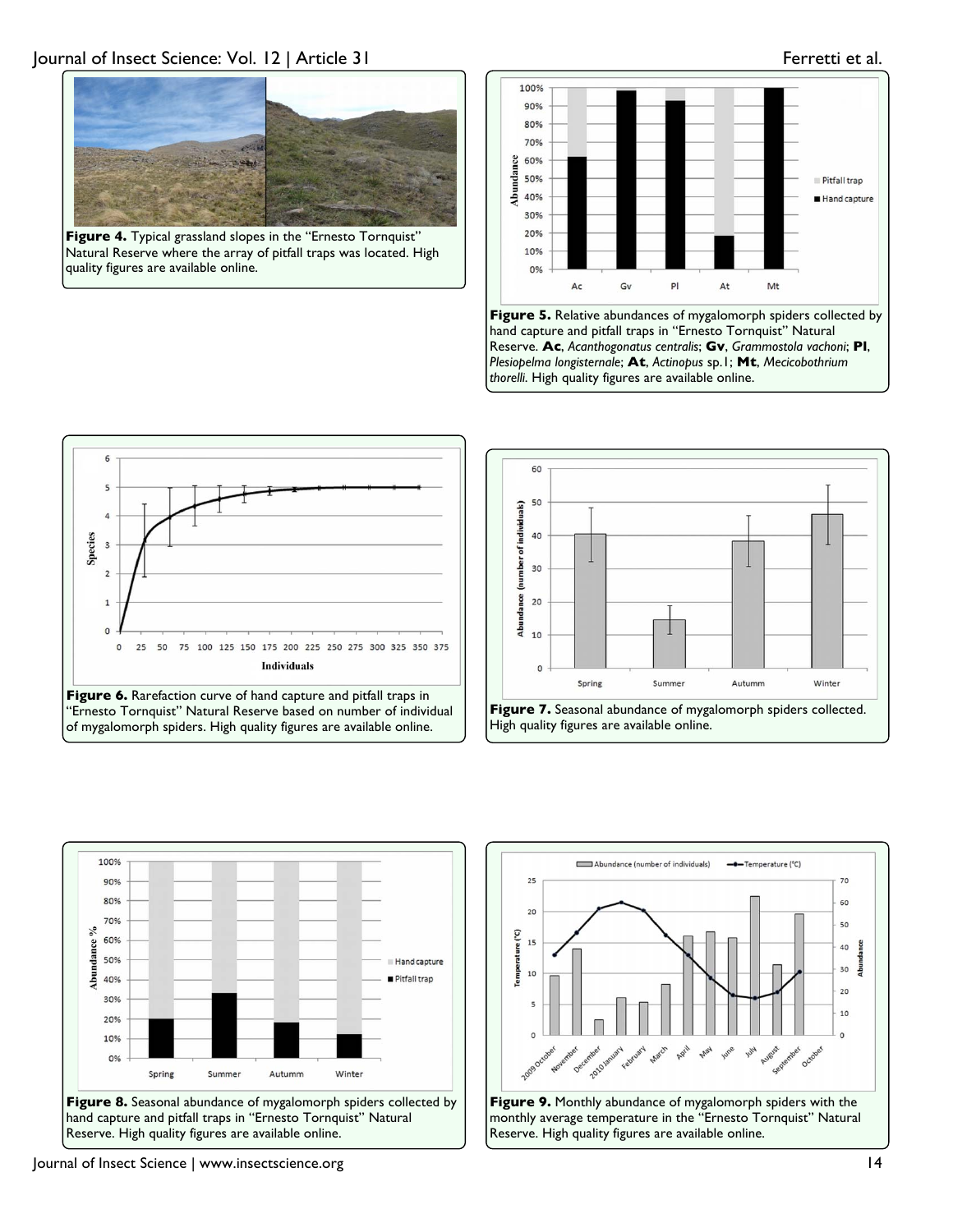**Figure 4.** Typical grassland slopes in the "Ernesto Tornquist" Natural Reserve where the array of pitfall traps was located. High quality figures are available online.

**Figure 5.** Relative abundances of mygalomorph spiders collected by hand capture and pitfall traps in "Ernesto Tornquist" Natural Reserve. **Ac**, *Acanthogonatus centralis*; **Gv**, *Grammostola vachoni*; **Pl**, *Plesiopelma longisternale*; **At**, *Actinopus* sp.1; **Mt**, *Mecicobothrium thorelli*. High quality figures are available online.

**Figure 6.** Rarefaction curve of hand capture and pitfall traps in "Ernesto Tornquist" Natural Reserve based on number of individual of mygalomorph spiders. High quality figures are available online.

**Figure 7.** Seasonal abundance of mygalomorph spiders collected. High quality figures are available online.

**Figure 8.** Seasonal abundance of mygalomorph spiders collected by hand capture and pitfall traps in "Ernesto Tornquist" Natural Reserve. High quality figures are available online.

**Figure 9.** Monthly abundance of mygalomorph spiders with the monthly average temperature in the "Ernesto Tornquist" Natural Reserve. High quality figures are available online.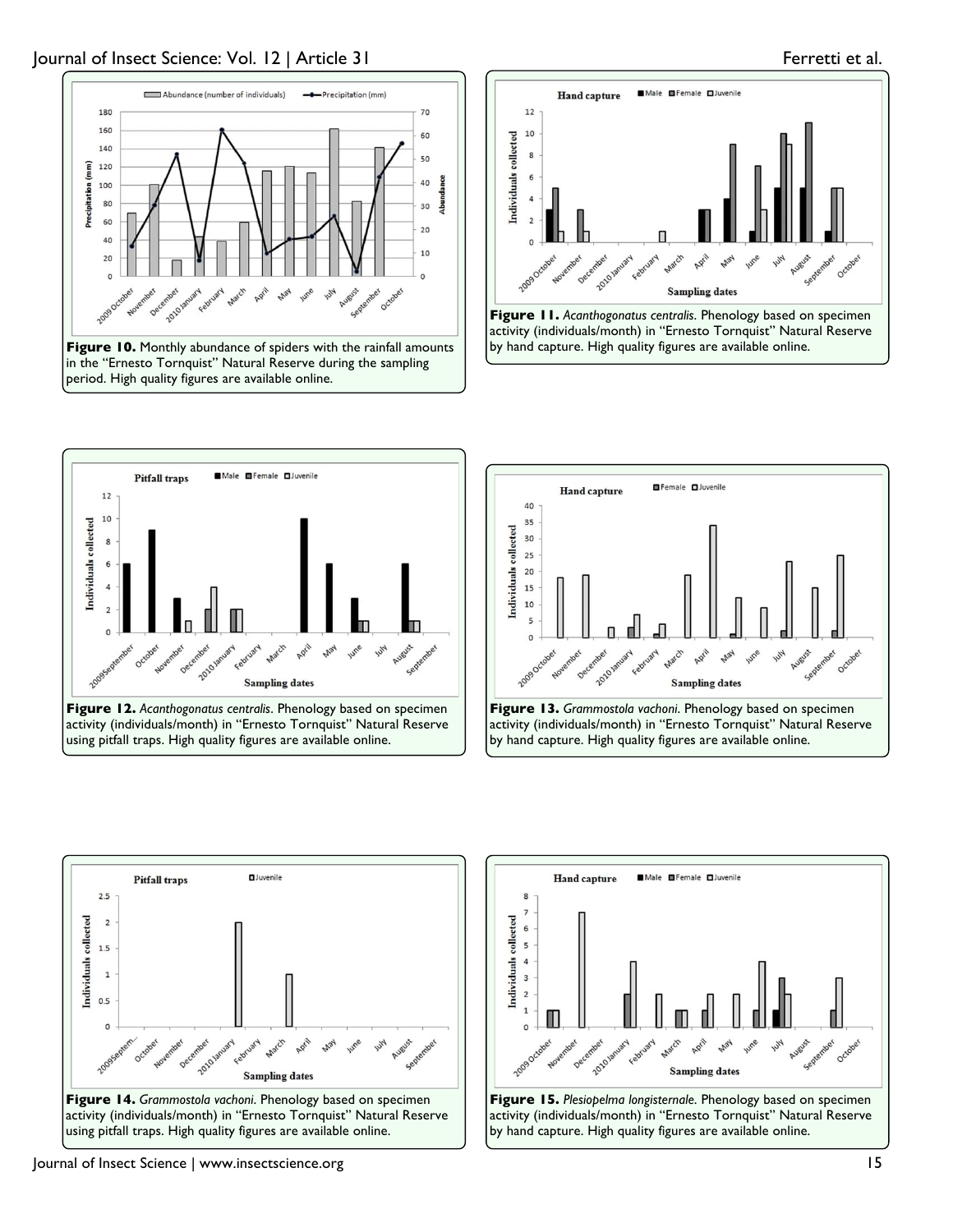**Figure 10.** Monthly abundance of spiders with the rainfall amounts in the "Ernesto Tornquist" Natural Reserve during the sampling period. High quality figures are available online.

**Figure 11.** *Acanthogonatus centralis*. Phenology based on specimen activity (individuals/month) in "Ernesto Tornquist" Natural Reserve by hand capture. High quality figures are available online.

**Figure 12.** *Acanthogonatus centralis*. Phenology based on specimen activity (individuals/month) in "Ernesto Tornquist" Natural Reserve using pitfall traps. High quality figures are available online.

**Figure 13.** *Grammostola vachoni*. Phenology based on specimen activity (individuals/month) in "Ernesto Tornquist" Natural Reserve by hand capture. High quality figures are available online.

**Figure 14.** *Grammostola vachoni*. Phenology based on specimen activity (individuals/month) in "Ernesto Tornquist" Natural Reserve using pitfall traps. High quality figures are available online.

**Figure 15.** *Plesiopelma longisternale*. Phenology based on specimen activity (individuals/month) in "Ernesto Tornquist" Natural Reserve by hand capture. High quality figures are available online.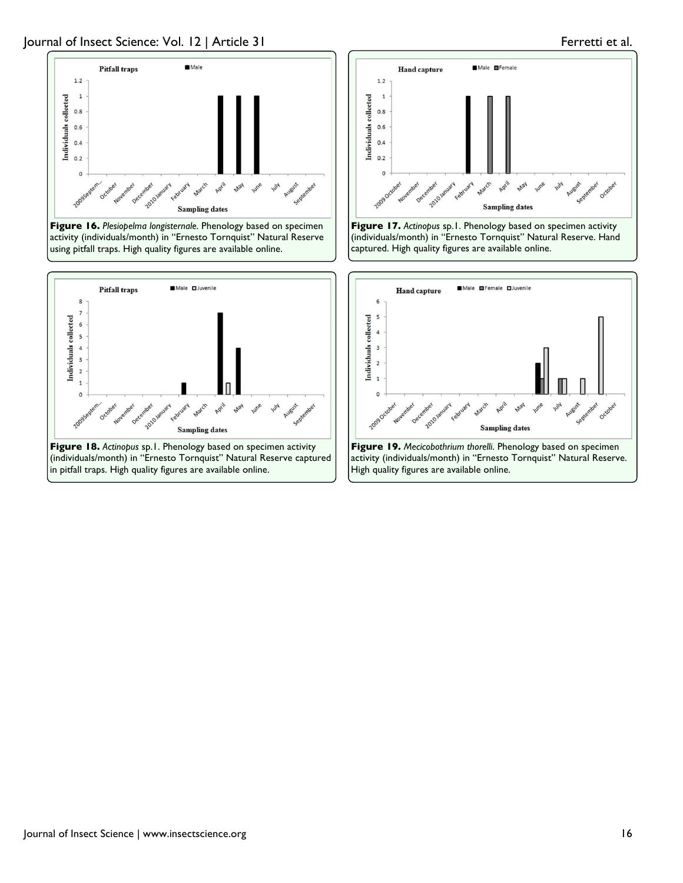Pitfall traps

Male

1.2
1
0.8
0.6
0.4
0.2
0

Individuals collected

2009Septem... October November December 2010 January February March April May June July August September

Sampling dates

**Figure 16.** *Plesiopelma longisternale.* Phenology based on specimen activity (individuals/month) in "Ernesto Tornquist" Natural Reserve using pitfall traps. High quality figures are available online.

Hand capture

Male Female

1.2
1
0.8
0.6
0.4
0.2
0

Individuals collected

2009 October November December 2010 January February March April May June July August September October

Sampling dates

**Figure 17.** *Actinopus* sp.1. Phenology based on specimen activity (individuals/month) in "Ernesto Tornquist" Natural Reserve. Hand captured. High quality figures are available online.

Pitfall traps

Male Juvenile

8
7
6
5
4
3
2
1
0

Individuals collected

2009Septem... October November December 2010 January February March April May June July August September

Sampling dates

**Figure 18.** *Actinopus* sp.1. Phenology based on specimen activity (individuals/month) in "Ernesto Tornquist" Natural Reserve captured in pitfall traps. High quality figures are available online.

Hand capture

Male Female Juvenile

6
5
4
3
2
1
0

Individuals collected

2009 October November December 2010 January February March April May June July August September October

Sampling dates

**Figure 19.** *Mecicobothrium thorelli.* Phenology based on specimen activity (individuals/month) in "Ernesto Tornquist" Natural Reserve. High quality figures are available online.